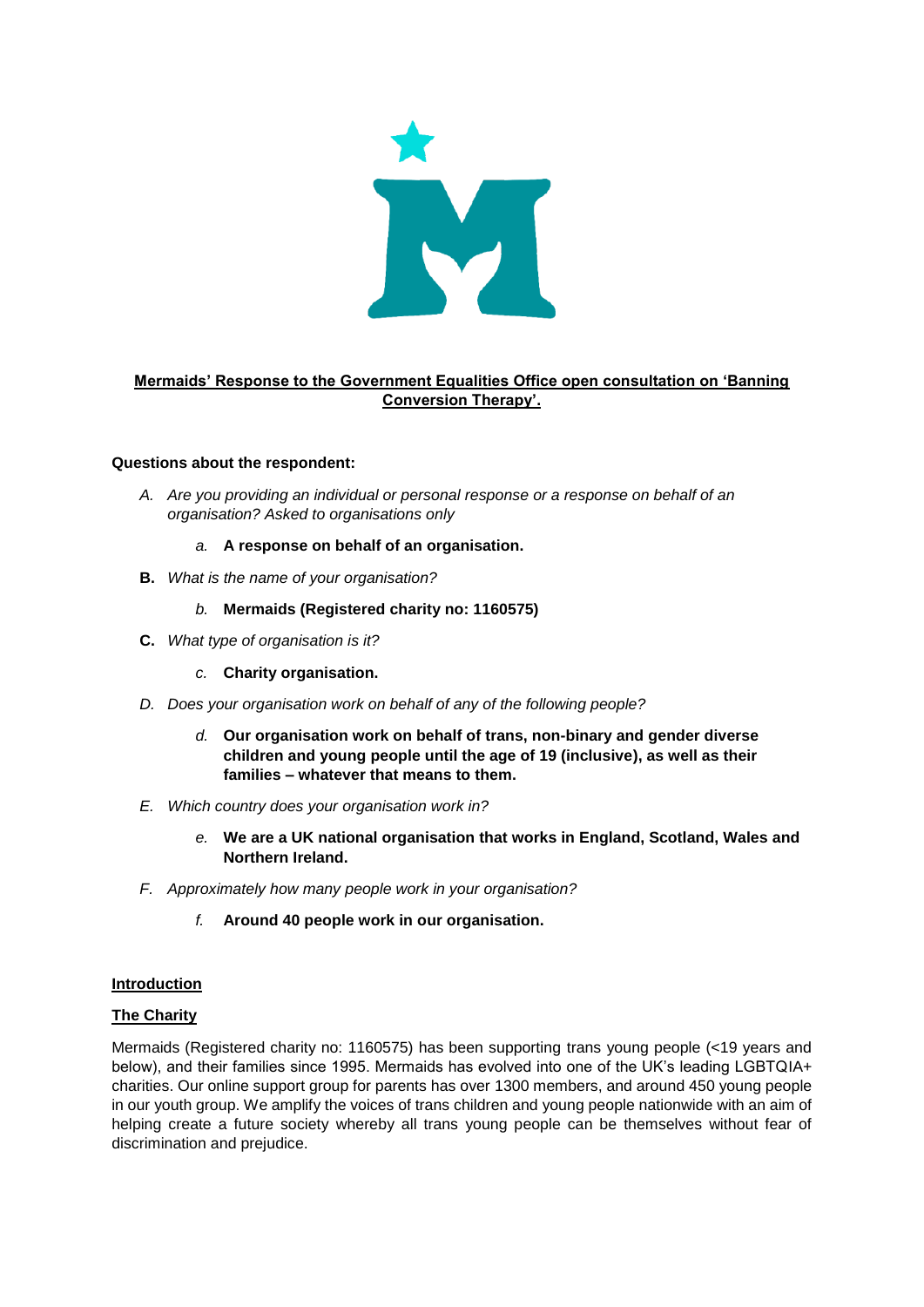**Mermaids' Response to the Government Equalities Office open consultation on 'Banning Conversion Therapy'.**

**Questions about the respondent:**

A. *Are you providing an individual or personal response or a response on behalf of an organisation? Asked to organisations only*

   a. **A response on behalf of an organisation.**

**B.** *What is the name of your organisation?*

   b. **Mermaids (Registered charity no: 1160575)**

**C.** *What type of organisation is it?*

   c. **Charity organisation.**

D. *Does your organisation work on behalf of any of the following people?*

   d. **Our organisation work on behalf of trans, non-binary and gender diverse children and young people until the age of 19 (inclusive), as well as their families – whatever that means to them.**

E. *Which country does your organisation work in?*

   e. **We are a UK national organisation that works in England, Scotland, Wales and Northern Ireland.**

F. *Approximately how many people work in your organisation?*

   f. **Around 40 people work in our organisation.**

## Introduction

### The Charity

Mermaids (Registered charity no: 1160575) has been supporting trans young people (<19 years and below), and their families since 1995. Mermaids has evolved into one of the UK's leading LGBTQIA+ charities. Our online support group for parents has over 1300 members, and around 450 young people in our youth group. We amplify the voices of trans children and young people nationwide with an aim of helping create a future society whereby all trans young people can be themselves without fear of discrimination and prejudice.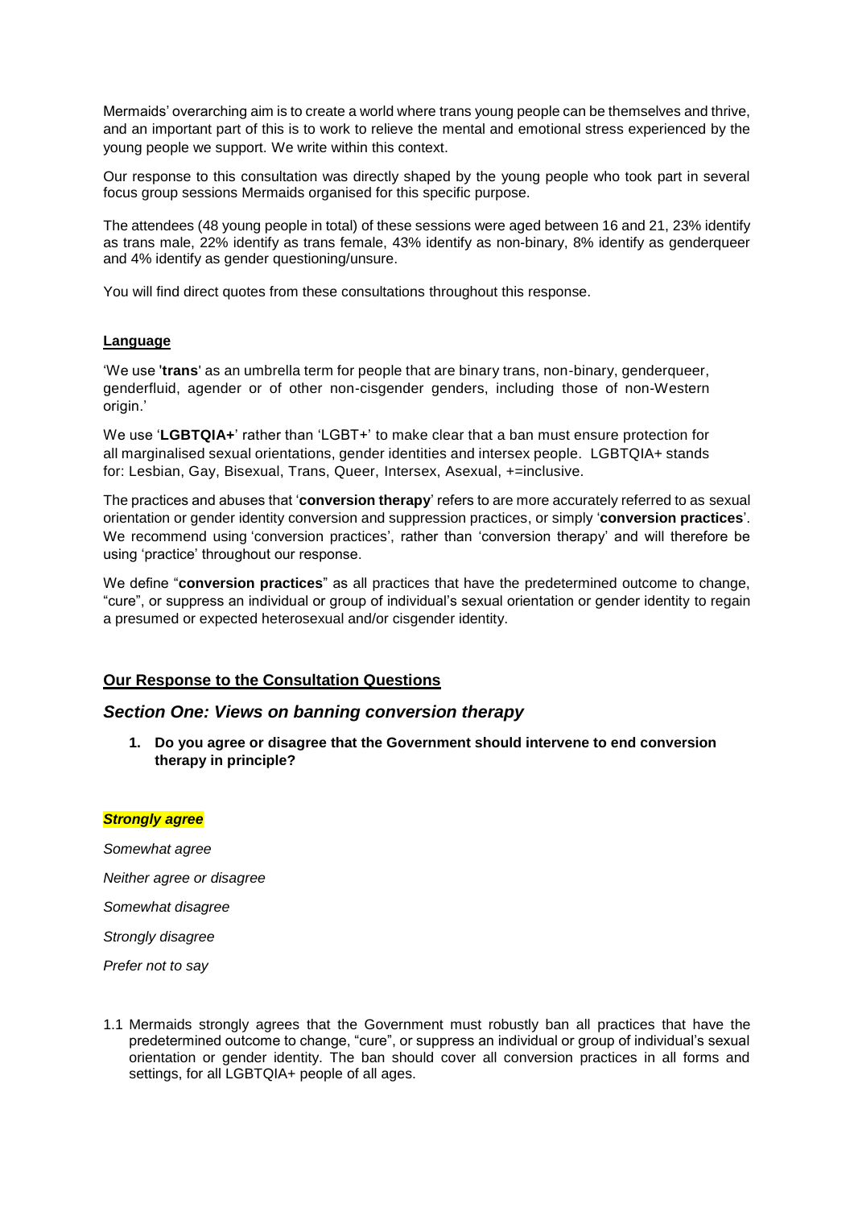Mermaids' overarching aim is to create a world where trans young people can be themselves and thrive, and an important part of this is to work to relieve the mental and emotional stress experienced by the young people we support. We write within this context.

Our response to this consultation was directly shaped by the young people who took part in several focus group sessions Mermaids organised for this specific purpose.

The attendees (48 young people in total) of these sessions were aged between 16 and 21, 23% identify as trans male, 22% identify as trans female, 43% identify as non-binary, 8% identify as genderqueer and 4% identify as gender questioning/unsure.

You will find direct quotes from these consultations throughout this response.

**Language**

'We use '**trans**' as an umbrella term for people that are binary trans, non-binary, genderqueer, genderfluid, agender or of other non-cisgender genders, including those of non-Western origin.'

We use '**LGBTQIA+**' rather than 'LGBT+' to make clear that a ban must ensure protection for all marginalised sexual orientations, gender identities and intersex people. LGBTQIA+ stands for: Lesbian, Gay, Bisexual, Trans, Queer, Intersex, Asexual, +=inclusive.

The practices and abuses that '**conversion therapy**' refers to are more accurately referred to as sexual orientation or gender identity conversion and suppression practices, or simply '**conversion practices**'. We recommend using 'conversion practices', rather than 'conversion therapy' and will therefore be using 'practice' throughout our response.

We define "**conversion practices**" as all practices that have the predetermined outcome to change, "cure", or suppress an individual or group of individual's sexual orientation or gender identity to regain a presumed or expected heterosexual and/or cisgender identity.

## Our Response to the Consultation Questions

### *Section One: Views on banning conversion therapy*

1. **Do you agree or disagree that the Government should intervene to end conversion therapy in principle?**

***Strongly agree***

*Somewhat agree*

*Neither agree or disagree*

*Somewhat disagree*

*Strongly disagree*

*Prefer not to say*

1.1 Mermaids strongly agrees that the Government must robustly ban all practices that have the predetermined outcome to change, "cure", or suppress an individual or group of individual's sexual orientation or gender identity. The ban should cover all conversion practices in all forms and settings, for all LGBTQIA+ people of all ages.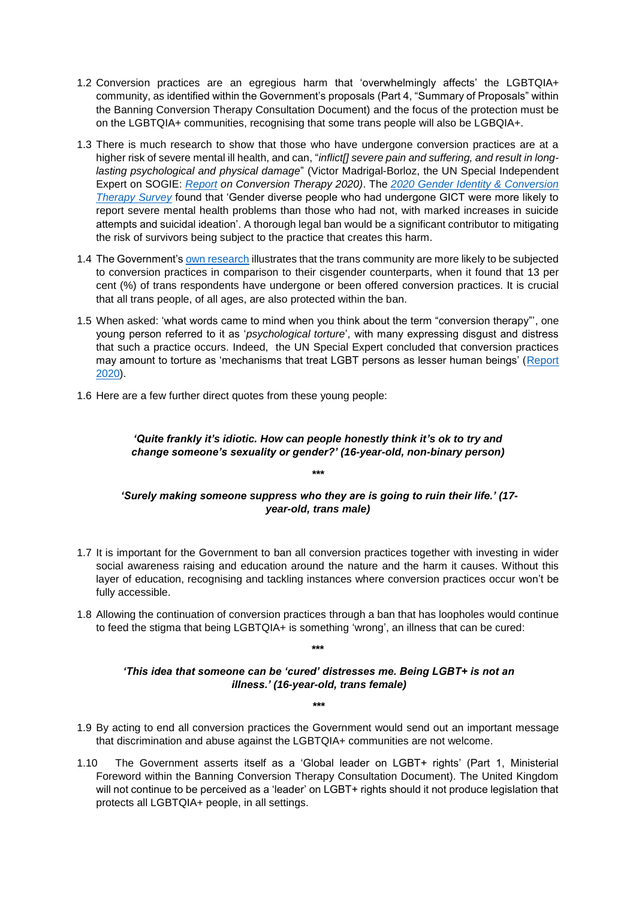1.2 Conversion practices are an egregious harm that 'overwhelmingly affects' the LGBTQIA+ community, as identified within the Government's proposals (Part 4, "Summary of Proposals" within the Banning Conversion Therapy Consultation Document) and the focus of the protection must be on the LGBTQIA+ communities, recognising that some trans people will also be LGBQIA+.

1.3 There is much research to show that those who have undergone conversion practices are at a higher risk of severe mental ill health, and can, "*inflict[] severe pain and suffering, and result in long-lasting psychological and physical damage*" (Victor Madrigal-Borloz, the UN Special Independent Expert on SOGIE: *Report on Conversion Therapy 2020)*. The *2020 Gender Identity & Conversion Therapy Survey* found that 'Gender diverse people who had undergone GICT were more likely to report severe mental health problems than those who had not, with marked increases in suicide attempts and suicidal ideation'. A thorough legal ban would be a significant contributor to mitigating the risk of survivors being subject to the practice that creates this harm.

1.4 The Government's own research illustrates that the trans community are more likely to be subjected to conversion practices in comparison to their cisgender counterparts, when it found that 13 per cent (%) of trans respondents have undergone or been offered conversion practices. It is crucial that all trans people, of all ages, are also protected within the ban.

1.5 When asked: 'what words came to mind when you think about the term "conversion therapy"', one young person referred to it as '*psychological torture*', with many expressing disgust and distress that such a practice occurs. Indeed, the UN Special Expert concluded that conversion practices may amount to torture as 'mechanisms that treat LGBT persons as lesser human beings' (Report 2020).

1.6 Here are a few further direct quotes from these young people:

***'Quite frankly it's idiotic. How can people honestly think it's ok to try and change someone's sexuality or gender?' (16-year-old, non-binary person)***

***

***'Surely making someone suppress who they are is going to ruin their life.' (17-year-old, trans male)***

1.7 It is important for the Government to ban all conversion practices together with investing in wider social awareness raising and education around the nature and the harm it causes. Without this layer of education, recognising and tackling instances where conversion practices occur won't be fully accessible.

1.8 Allowing the continuation of conversion practices through a ban that has loopholes would continue to feed the stigma that being LGBTQIA+ is something 'wrong', an illness that can be cured:

***

***'This idea that someone can be 'cured' distresses me. Being LGBT+ is not an illness.' (16-year-old, trans female)***

***

1.9 By acting to end all conversion practices the Government would send out an important message that discrimination and abuse against the LGBTQIA+ communities are not welcome.

1.10 The Government asserts itself as a 'Global leader on LGBT+ rights' (Part 1, Ministerial Foreword within the Banning Conversion Therapy Consultation Document). The United Kingdom will not continue to be perceived as a 'leader' on LGBT+ rights should it not produce legislation that protects all LGBTQIA+ people, in all settings.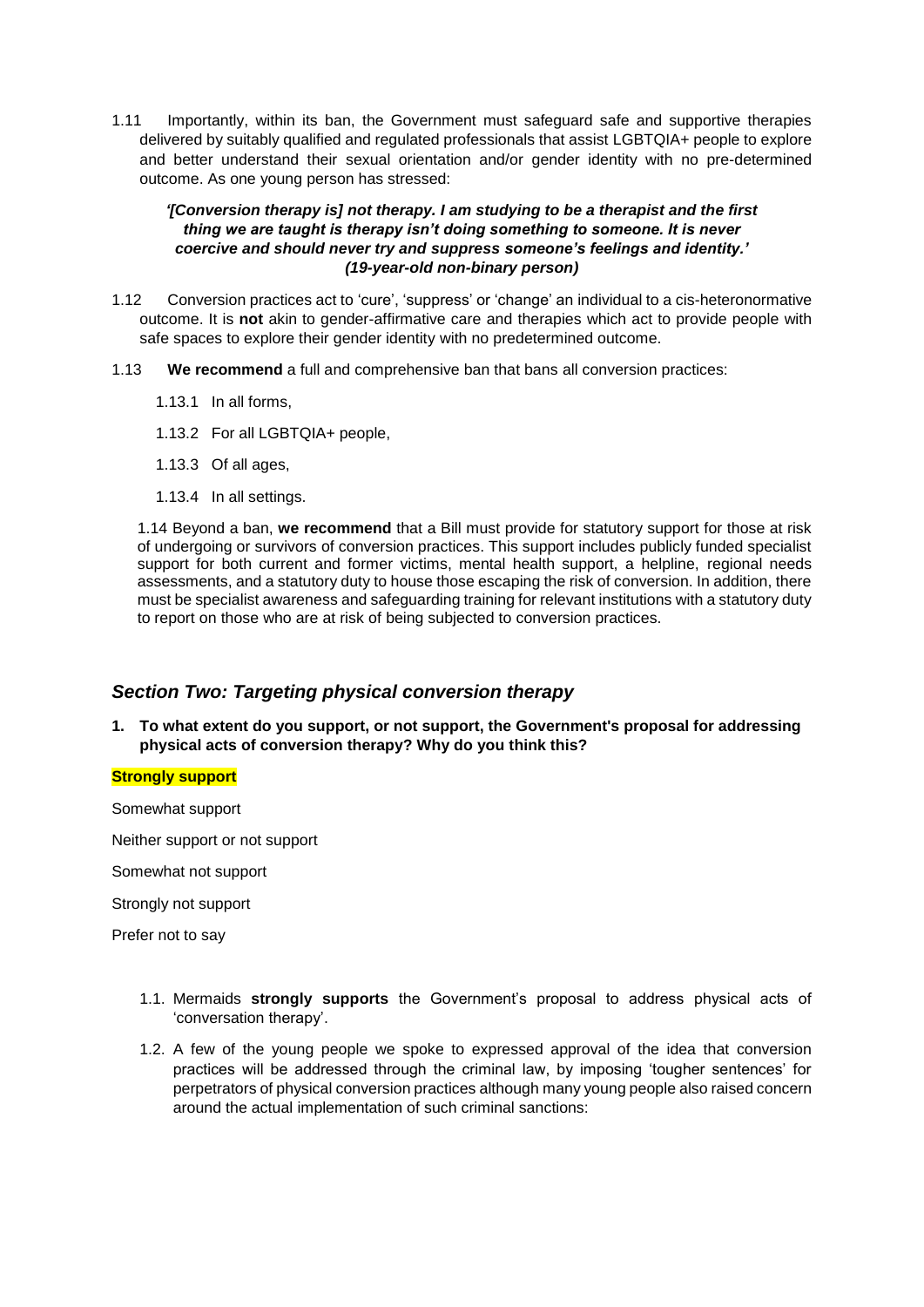1.11 Importantly, within its ban, the Government must safeguard safe and supportive therapies delivered by suitably qualified and regulated professionals that assist LGBTQIA+ people to explore and better understand their sexual orientation and/or gender identity with no pre-determined outcome. As one young person has stressed:

> ***'[Conversion therapy is] not therapy. I am studying to be a therapist and the first thing we are taught is therapy isn't doing something to someone. It is never coercive and should never try and suppress someone's feelings and identity.' (19-year-old non-binary person)***

1.12 Conversion practices act to 'cure', 'suppress' or 'change' an individual to a cis-heteronormative outcome. It is **not** akin to gender-affirmative care and therapies which act to provide people with safe spaces to explore their gender identity with no predetermined outcome.

1.13 **We recommend** a full and comprehensive ban that bans all conversion practices:

- 1.13.1 In all forms,
- 1.13.2 For all LGBTQIA+ people,
- 1.13.3 Of all ages,
- 1.13.4 In all settings.

1.14 Beyond a ban, **we recommend** that a Bill must provide for statutory support for those at risk of undergoing or survivors of conversion practices. This support includes publicly funded specialist support for both current and former victims, mental health support, a helpline, regional needs assessments, and a statutory duty to house those escaping the risk of conversion. In addition, there must be specialist awareness and safeguarding training for relevant institutions with a statutory duty to report on those who are at risk of being subjected to conversion practices.

## *Section Two: Targeting physical conversion therapy*

**1. To what extent do you support, or not support, the Government's proposal for addressing physical acts of conversion therapy? Why do you think this?**

**Strongly support**

Somewhat support

Neither support or not support

Somewhat not support

Strongly not support

Prefer not to say

1.1. Mermaids **strongly supports** the Government's proposal to address physical acts of 'conversation therapy'.

1.2. A few of the young people we spoke to expressed approval of the idea that conversion practices will be addressed through the criminal law, by imposing 'tougher sentences' for perpetrators of physical conversion practices although many young people also raised concern around the actual implementation of such criminal sanctions: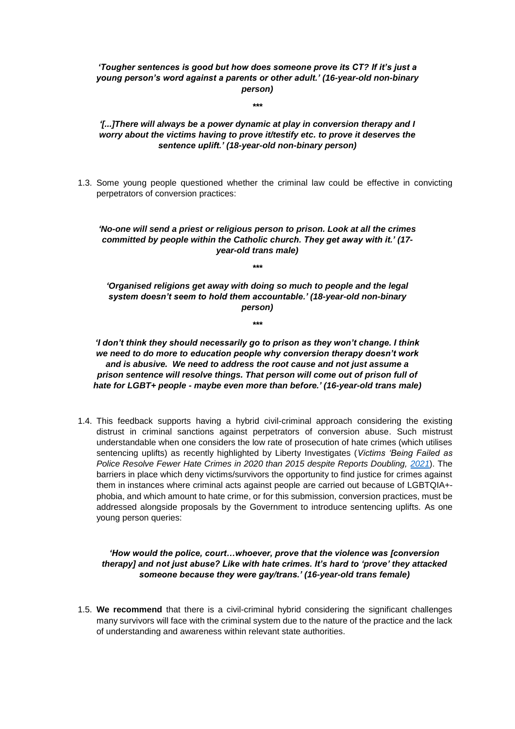***'Tougher sentences is good but how does someone prove its CT? If it's just a young person's word against a parents or other adult.' (16-year-old non-binary person)***

***

***'[...]There will always be a power dynamic at play in conversion therapy and I worry about the victims having to prove it/testify etc. to prove it deserves the sentence uplift.' (18-year-old non-binary person)***

1.3. Some young people questioned whether the criminal law could be effective in convicting perpetrators of conversion practices:

***'No-one will send a priest or religious person to prison. Look at all the crimes committed by people within the Catholic church. They get away with it.' (17-year-old trans male)***

***

***'Organised religions get away with doing so much to people and the legal system doesn't seem to hold them accountable.' (18-year-old non-binary person)***

***

***'I don't think they should necessarily go to prison as they won't change. I think we need to do more to education people why conversion therapy doesn't work and is abusive. We need to address the root cause and not just assume a prison sentence will resolve things. That person will come out of prison full of hate for LGBT+ people - maybe even more than before.' (16-year-old trans male)***

1.4. This feedback supports having a hybrid civil-criminal approach considering the existing distrust in criminal sanctions against perpetrators of conversion abuse. Such mistrust understandable when one considers the low rate of prosecution of hate crimes (which utilises sentencing uplifts) as recently highlighted by Liberty Investigates (*Victims 'Being Failed as Police Resolve Fewer Hate Crimes in 2020 than 2015 despite Reports Doubling,* 2021). The barriers in place which deny victims/survivors the opportunity to find justice for crimes against them in instances where criminal acts against people are carried out because of LGBTQIA+-phobia, and which amount to hate crime, or for this submission, conversion practices, must be addressed alongside proposals by the Government to introduce sentencing uplifts. As one young person queries:

***'How would the police, court…whoever, prove that the violence was [conversion therapy] and not just abuse? Like with hate crimes. It's hard to 'prove' they attacked someone because they were gay/trans.' (16-year-old trans female)***

1.5. **We recommend** that there is a civil-criminal hybrid considering the significant challenges many survivors will face with the criminal system due to the nature of the practice and the lack of understanding and awareness within relevant state authorities.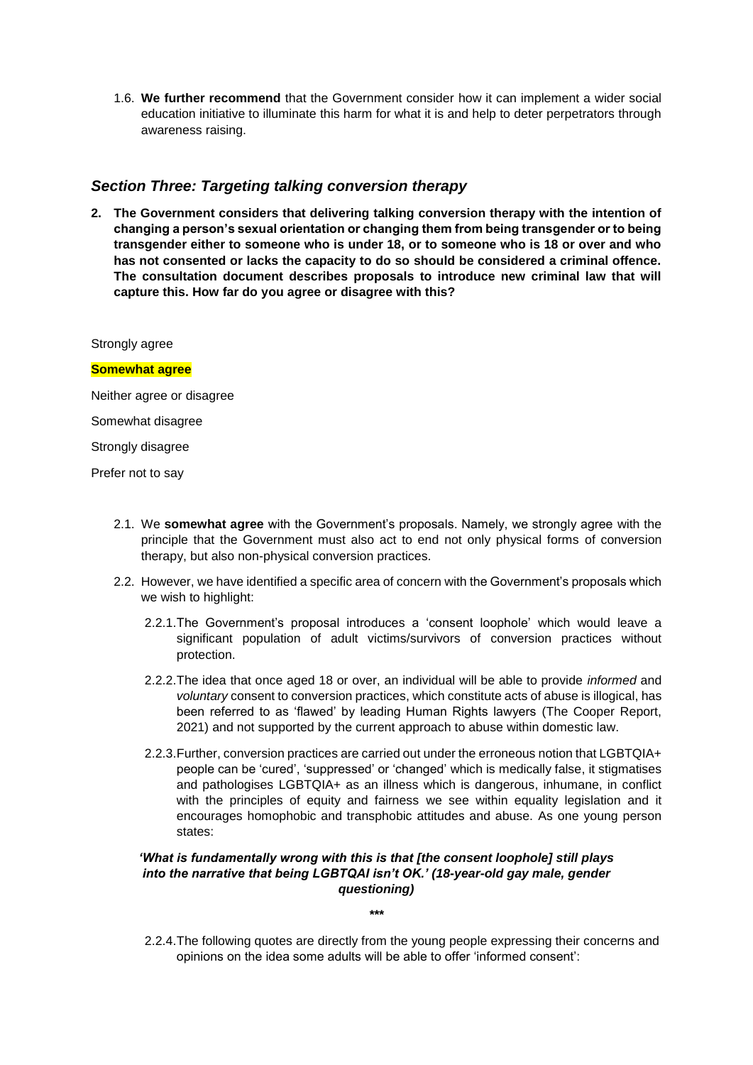1.6. **We further recommend** that the Government consider how it can implement a wider social education initiative to illuminate this harm for what it is and help to deter perpetrators through awareness raising.

## *Section Three: Targeting talking conversion therapy*

**2. The Government considers that delivering talking conversion therapy with the intention of changing a person's sexual orientation or changing them from being transgender or to being transgender either to someone who is under 18, or to someone who is 18 or over and who has not consented or lacks the capacity to do so should be considered a criminal offence. The consultation document describes proposals to introduce new criminal law that will capture this. How far do you agree or disagree with this?**

Strongly agree

**Somewhat agree**

Neither agree or disagree

Somewhat disagree

Strongly disagree

Prefer not to say

2.1. We **somewhat agree** with the Government's proposals. Namely, we strongly agree with the principle that the Government must also act to end not only physical forms of conversion therapy, but also non-physical conversion practices.

2.2. However, we have identified a specific area of concern with the Government's proposals which we wish to highlight:

2.2.1. The Government's proposal introduces a 'consent loophole' which would leave a significant population of adult victims/survivors of conversion practices without protection.

2.2.2. The idea that once aged 18 or over, an individual will be able to provide *informed* and *voluntary* consent to conversion practices, which constitute acts of abuse is illogical, has been referred to as 'flawed' by leading Human Rights lawyers (The Cooper Report, 2021) and not supported by the current approach to abuse within domestic law.

2.2.3. Further, conversion practices are carried out under the erroneous notion that LGBTQIA+ people can be 'cured', 'suppressed' or 'changed' which is medically false, it stigmatises and pathologises LGBTQIA+ as an illness which is dangerous, inhumane, in conflict with the principles of equity and fairness we see within equality legislation and it encourages homophobic and transphobic attitudes and abuse. As one young person states:

***'What is fundamentally wrong with this is that [the consent loophole] still plays into the narrative that being LGBTQAI isn't OK.' (18-year-old gay male, gender questioning)***

***

2.2.4. The following quotes are directly from the young people expressing their concerns and opinions on the idea some adults will be able to offer 'informed consent':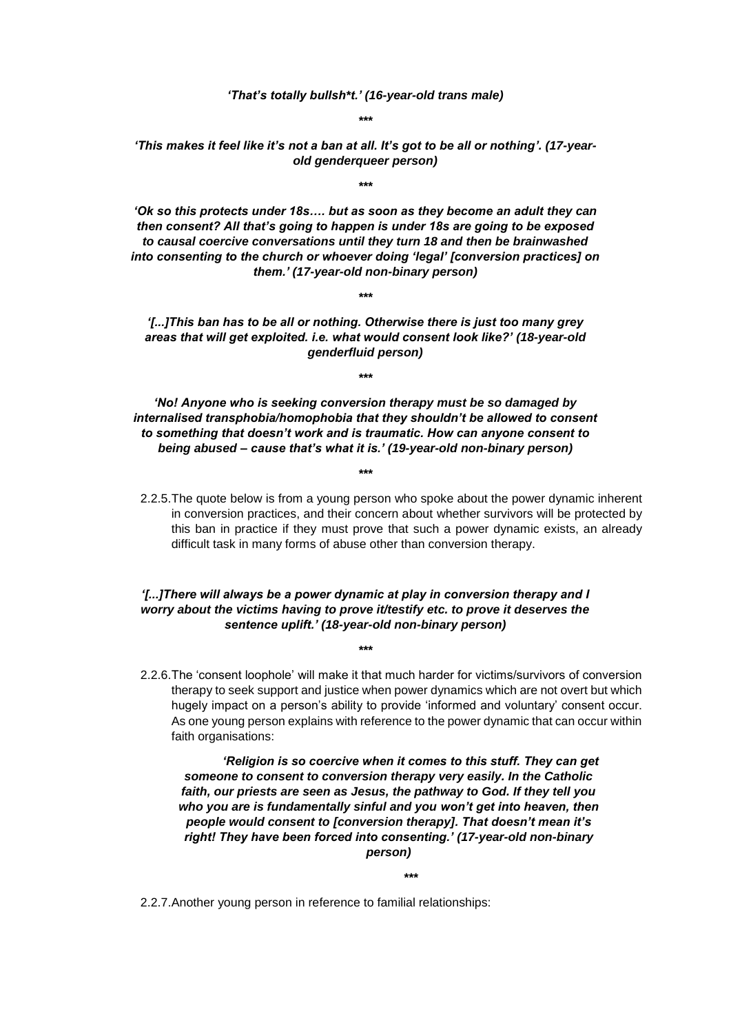***'That's totally bullsh\*t.' (16-year-old trans male)***

***

***'This makes it feel like it's not a ban at all. It's got to be all or nothing'. (17-year-old genderqueer person)***

***

***'Ok so this protects under 18s…. but as soon as they become an adult they can then consent? All that's going to happen is under 18s are going to be exposed to causal coercive conversations until they turn 18 and then be brainwashed into consenting to the church or whoever doing 'legal' [conversion practices] on them.' (17-year-old non-binary person)***

***

***'[...]This ban has to be all or nothing. Otherwise there is just too many grey areas that will get exploited. i.e. what would consent look like?' (18-year-old genderfluid person)***

***

***'No! Anyone who is seeking conversion therapy must be so damaged by internalised transphobia/homophobia that they shouldn't be allowed to consent to something that doesn't work and is traumatic. How can anyone consent to being abused – cause that's what it is.' (19-year-old non-binary person)***

***

2.2.5. The quote below is from a young person who spoke about the power dynamic inherent in conversion practices, and their concern about whether survivors will be protected by this ban in practice if they must prove that such a power dynamic exists, an already difficult task in many forms of abuse other than conversion therapy.

***'[...]There will always be a power dynamic at play in conversion therapy and I worry about the victims having to prove it/testify etc. to prove it deserves the sentence uplift.' (18-year-old non-binary person)***

***

2.2.6. The 'consent loophole' will make it that much harder for victims/survivors of conversion therapy to seek support and justice when power dynamics which are not overt but which hugely impact on a person's ability to provide 'informed and voluntary' consent occur. As one young person explains with reference to the power dynamic that can occur within faith organisations:

> ***'Religion is so coercive when it comes to this stuff. They can get someone to consent to conversion therapy very easily. In the Catholic faith, our priests are seen as Jesus, the pathway to God. If they tell you who you are is fundamentally sinful and you won't get into heaven, then people would consent to [conversion therapy]. That doesn't mean it's right! They have been forced into consenting.' (17-year-old non-binary person)***

***

2.2.7. Another young person in reference to familial relationships: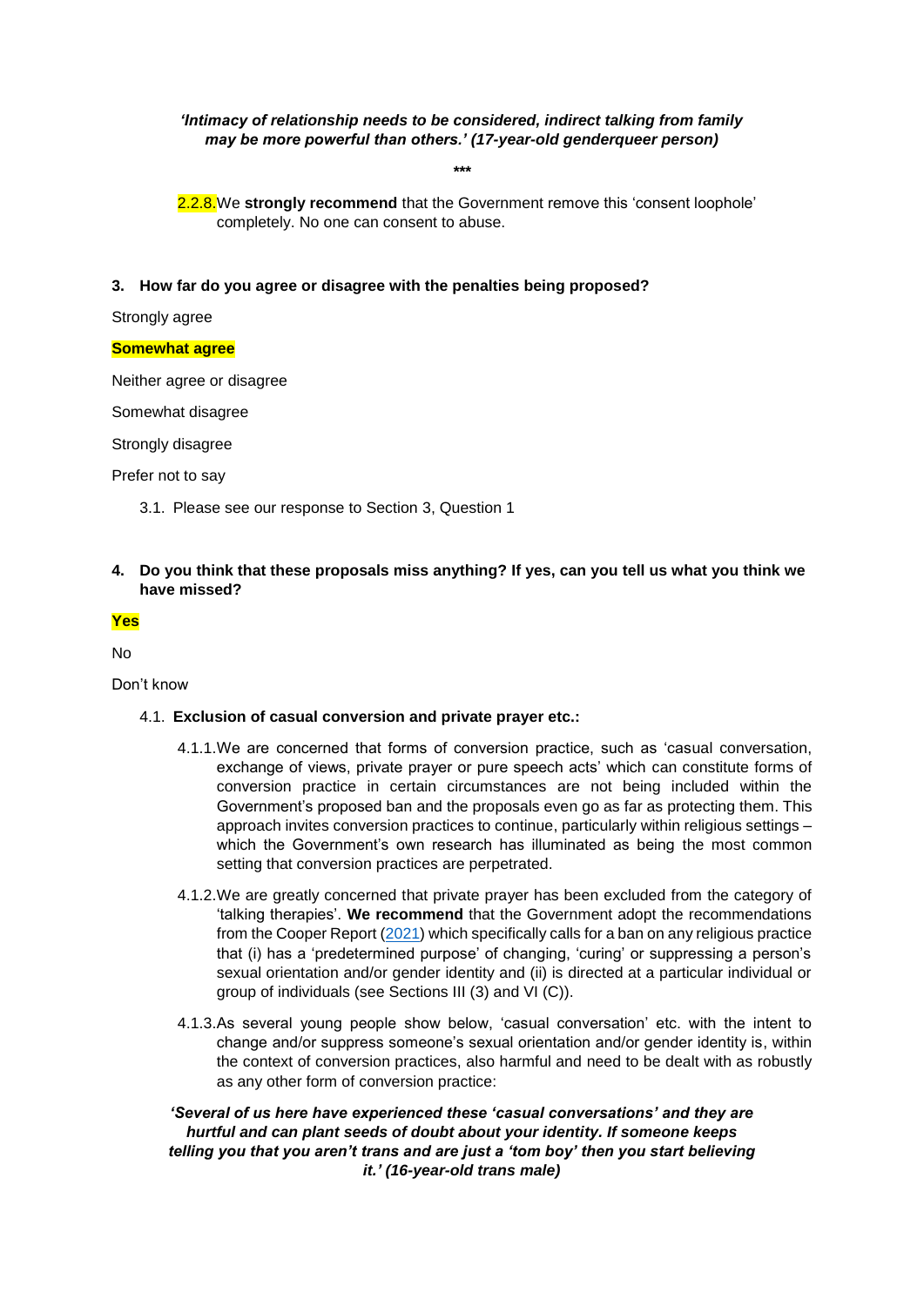***'Intimacy of relationship needs to be considered, indirect talking from family may be more powerful than others.' (17-year-old genderqueer person)***

***

2.2.8. We **strongly recommend** that the Government remove this 'consent loophole' completely. No one can consent to abuse.

**3. How far do you agree or disagree with the penalties being proposed?**

Strongly agree

**Somewhat agree**

Neither agree or disagree

Somewhat disagree

Strongly disagree

Prefer not to say

3.1. Please see our response to Section 3, Question 1

**4. Do you think that these proposals miss anything? If yes, can you tell us what you think we have missed?**

**Yes**

No

Don't know

4.1. **Exclusion of casual conversion and private prayer etc.:**

4.1.1. We are concerned that forms of conversion practice, such as 'casual conversation, exchange of views, private prayer or pure speech acts' which can constitute forms of conversion practice in certain circumstances are not being included within the Government's proposed ban and the proposals even go as far as protecting them. This approach invites conversion practices to continue, particularly within religious settings – which the Government's own research has illuminated as being the most common setting that conversion practices are perpetrated.

4.1.2. We are greatly concerned that private prayer has been excluded from the category of 'talking therapies'. **We recommend** that the Government adopt the recommendations from the Cooper Report (2021) which specifically calls for a ban on any religious practice that (i) has a 'predetermined purpose' of changing, 'curing' or suppressing a person's sexual orientation and/or gender identity and (ii) is directed at a particular individual or group of individuals (see Sections III (3) and VI (C)).

4.1.3. As several young people show below, 'casual conversation' etc. with the intent to change and/or suppress someone's sexual orientation and/or gender identity is, within the context of conversion practices, also harmful and need to be dealt with as robustly as any other form of conversion practice:

***'Several of us here have experienced these 'casual conversations' and they are hurtful and can plant seeds of doubt about your identity. If someone keeps telling you that you aren't trans and are just a 'tom boy' then you start believing it.' (16-year-old trans male)***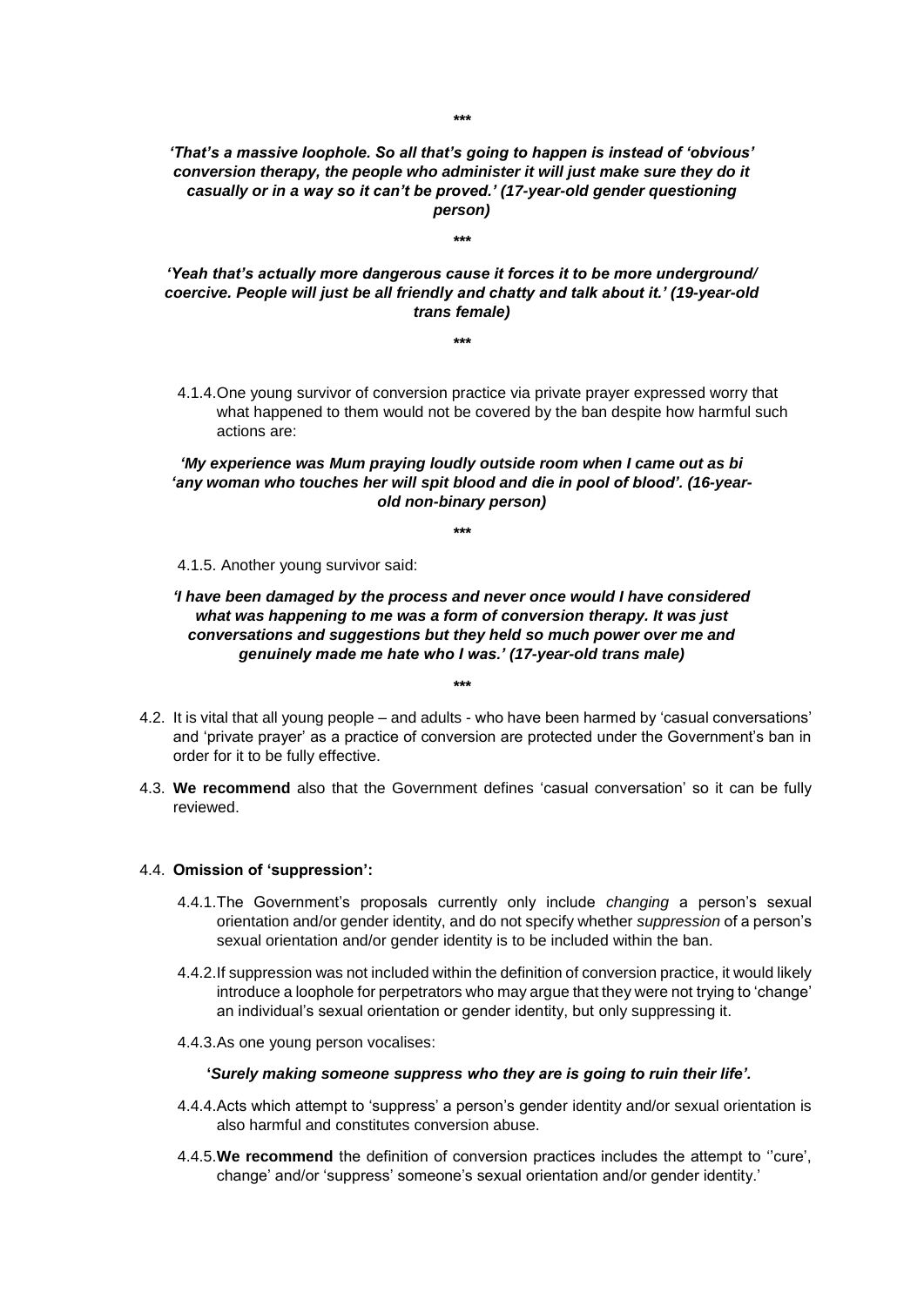***

***'That's a massive loophole. So all that's going to happen is instead of 'obvious' conversion therapy, the people who administer it will just make sure they do it casually or in a way so it can't be proved.' (17-year-old gender questioning person)***

***

***'Yeah that's actually more dangerous cause it forces it to be more underground/ coercive. People will just be all friendly and chatty and talk about it.' (19-year-old trans female)***

***

4.1.4. One young survivor of conversion practice via private prayer expressed worry that what happened to them would not be covered by the ban despite how harmful such actions are:

***'My experience was Mum praying loudly outside room when I came out as bi 'any woman who touches her will spit blood and die in pool of blood'. (16-year-old non-binary person)***

***

4.1.5. Another young survivor said:

***'I have been damaged by the process and never once would I have considered what was happening to me was a form of conversion therapy. It was just conversations and suggestions but they held so much power over me and genuinely made me hate who I was.' (17-year-old trans male)***

***

4.2. It is vital that all young people – and adults - who have been harmed by 'casual conversations' and 'private prayer' as a practice of conversion are protected under the Government's ban in order for it to be fully effective.

4.3. **We recommend** also that the Government defines 'casual conversation' so it can be fully reviewed.

4.4. **Omission of 'suppression':**

4.4.1. The Government's proposals currently only include *changing* a person's sexual orientation and/or gender identity, and do not specify whether *suppression* of a person's sexual orientation and/or gender identity is to be included within the ban.

4.4.2. If suppression was not included within the definition of conversion practice, it would likely introduce a loophole for perpetrators who may argue that they were not trying to 'change' an individual's sexual orientation or gender identity, but only suppressing it.

4.4.3. As one young person vocalises:

**'*Surely making someone suppress who they are is going to ruin their life'.***

4.4.4. Acts which attempt to 'suppress' a person's gender identity and/or sexual orientation is also harmful and constitutes conversion abuse.

4.4.5. **We recommend** the definition of conversion practices includes the attempt to ''cure', change' and/or 'suppress' someone's sexual orientation and/or gender identity.'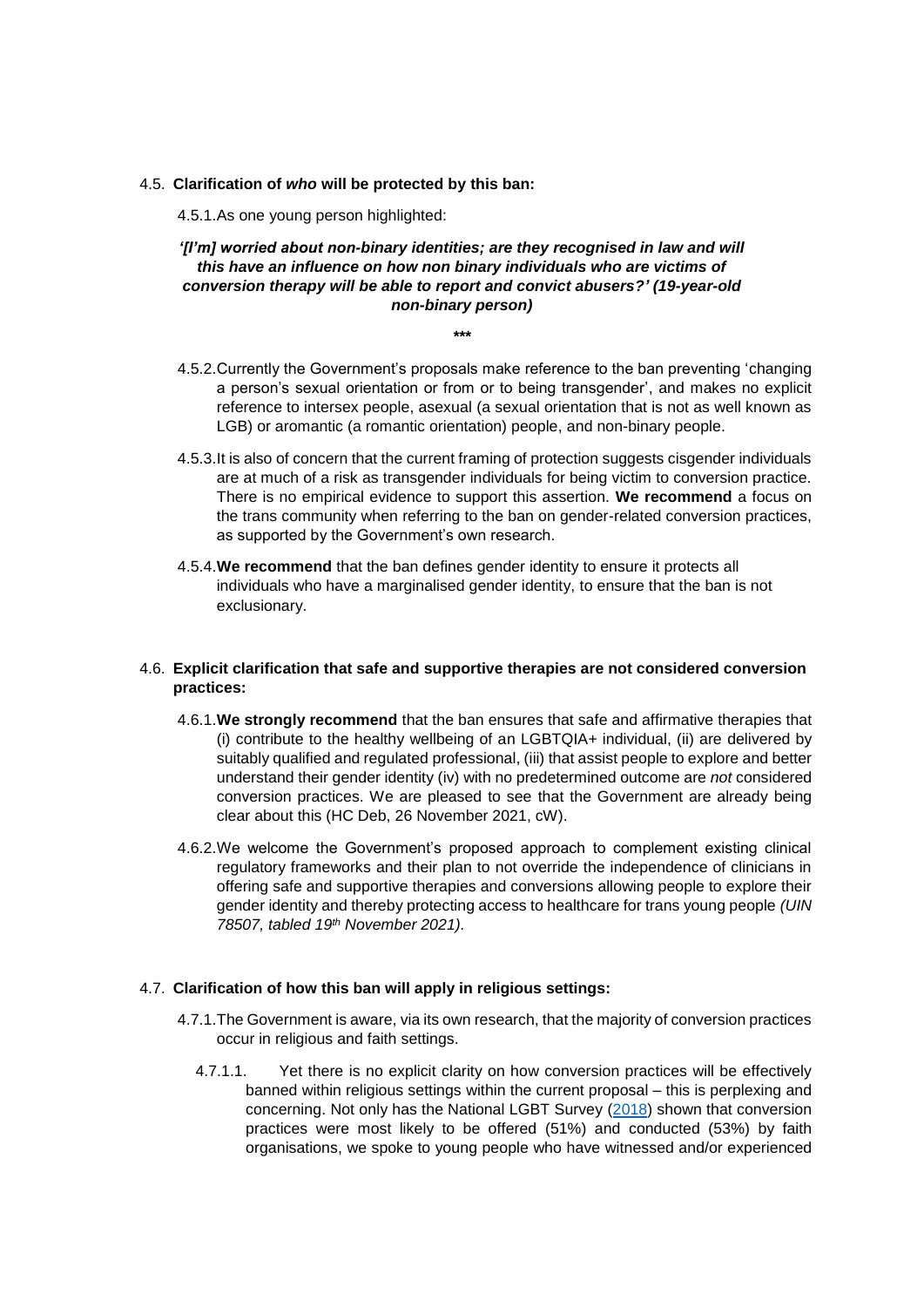### 4.5. **Clarification of *who* will be protected by this ban:**

4.5.1. As one young person highlighted:

> ***'[I'm] worried about non-binary identities; are they recognised in law and will this have an influence on how non binary individuals who are victims of conversion therapy will be able to report and convict abusers?' (19-year-old non-binary person)***

***

4.5.2. Currently the Government's proposals make reference to the ban preventing 'changing a person's sexual orientation or from or to being transgender', and makes no explicit reference to intersex people, asexual (a sexual orientation that is not as well known as LGB) or aromantic (a romantic orientation) people, and non-binary people.

4.5.3. It is also of concern that the current framing of protection suggests cisgender individuals are at much of a risk as transgender individuals for being victim to conversion practice. There is no empirical evidence to support this assertion. **We recommend** a focus on the trans community when referring to the ban on gender-related conversion practices, as supported by the Government's own research.

4.5.4. **We recommend** that the ban defines gender identity to ensure it protects all individuals who have a marginalised gender identity, to ensure that the ban is not exclusionary.

### 4.6. **Explicit clarification that safe and supportive therapies are not considered conversion practices:**

4.6.1. **We strongly recommend** that the ban ensures that safe and affirmative therapies that (i) contribute to the healthy wellbeing of an LGBTQIA+ individual, (ii) are delivered by suitably qualified and regulated professional, (iii) that assist people to explore and better understand their gender identity (iv) with no predetermined outcome are *not* considered conversion practices. We are pleased to see that the Government are already being clear about this (HC Deb, 26 November 2021, cW).

4.6.2. We welcome the Government's proposed approach to complement existing clinical regulatory frameworks and their plan to not override the independence of clinicians in offering safe and supportive therapies and conversions allowing people to explore their gender identity and thereby protecting access to healthcare for trans young people *(UIN 78507, tabled 19th November 2021).*

### 4.7. **Clarification of how this ban will apply in religious settings:**

4.7.1. The Government is aware, via its own research, that the majority of conversion practices occur in religious and faith settings.

4.7.1.1. Yet there is no explicit clarity on how conversion practices will be effectively banned within religious settings within the current proposal – this is perplexing and concerning. Not only has the National LGBT Survey (2018) shown that conversion practices were most likely to be offered (51%) and conducted (53%) by faith organisations, we spoke to young people who have witnessed and/or experienced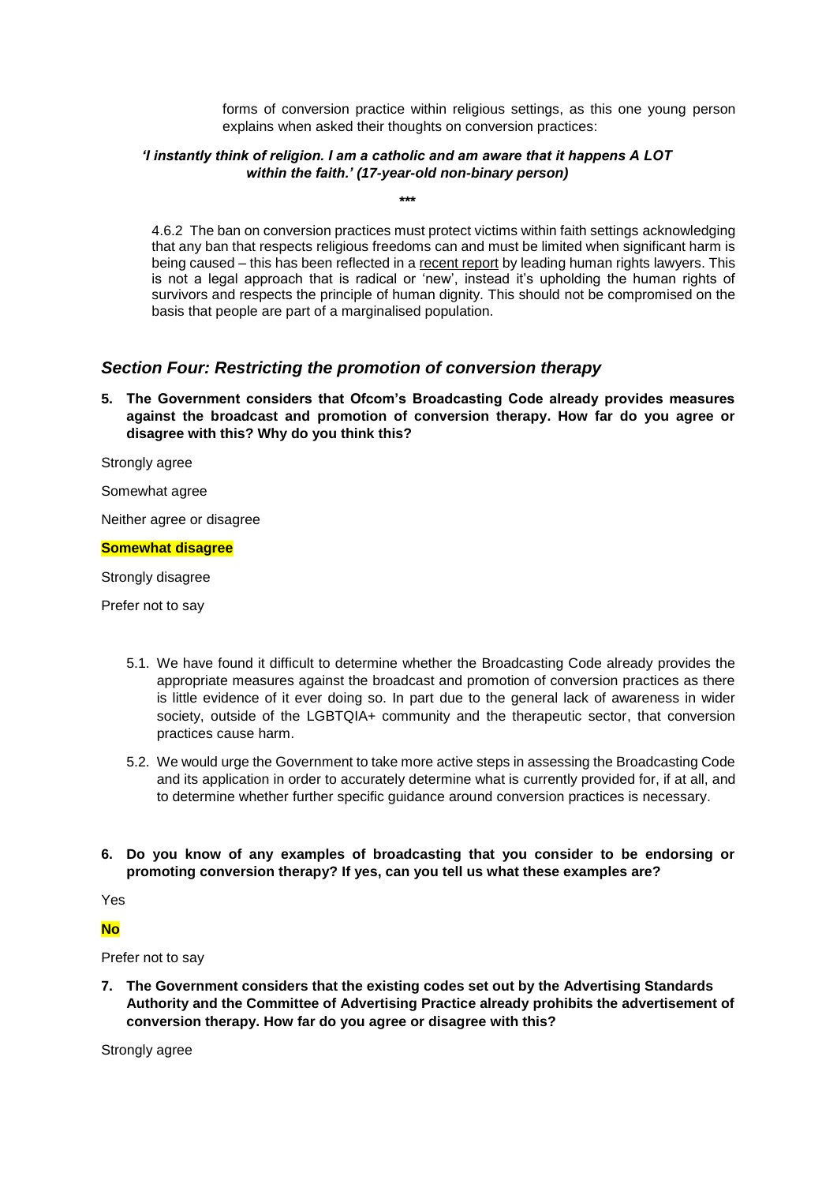forms of conversion practice within religious settings, as this one young person explains when asked their thoughts on conversion practices:

***'I instantly think of religion. I am a catholic and am aware that it happens A LOT within the faith.' (17-year-old non-binary person)***

\*\*\*

4.6.2 The ban on conversion practices must protect victims within faith settings acknowledging that any ban that respects religious freedoms can and must be limited when significant harm is being caused – this has been reflected in a recent report by leading human rights lawyers. This is not a legal approach that is radical or 'new', instead it's upholding the human rights of survivors and respects the principle of human dignity. This should not be compromised on the basis that people are part of a marginalised population.

## *Section Four: Restricting the promotion of conversion therapy*

**5. The Government considers that Ofcom's Broadcasting Code already provides measures against the broadcast and promotion of conversion therapy. How far do you agree or disagree with this? Why do you think this?**

Strongly agree

Somewhat agree

Neither agree or disagree

**Somewhat disagree**

Strongly disagree

Prefer not to say

5.1. We have found it difficult to determine whether the Broadcasting Code already provides the appropriate measures against the broadcast and promotion of conversion practices as there is little evidence of it ever doing so. In part due to the general lack of awareness in wider society, outside of the LGBTQIA+ community and the therapeutic sector, that conversion practices cause harm.

5.2. We would urge the Government to take more active steps in assessing the Broadcasting Code and its application in order to accurately determine what is currently provided for, if at all, and to determine whether further specific guidance around conversion practices is necessary.

**6. Do you know of any examples of broadcasting that you consider to be endorsing or promoting conversion therapy? If yes, can you tell us what these examples are?**

Yes

**No**

Prefer not to say

**7. The Government considers that the existing codes set out by the Advertising Standards Authority and the Committee of Advertising Practice already prohibits the advertisement of conversion therapy. How far do you agree or disagree with this?**

Strongly agree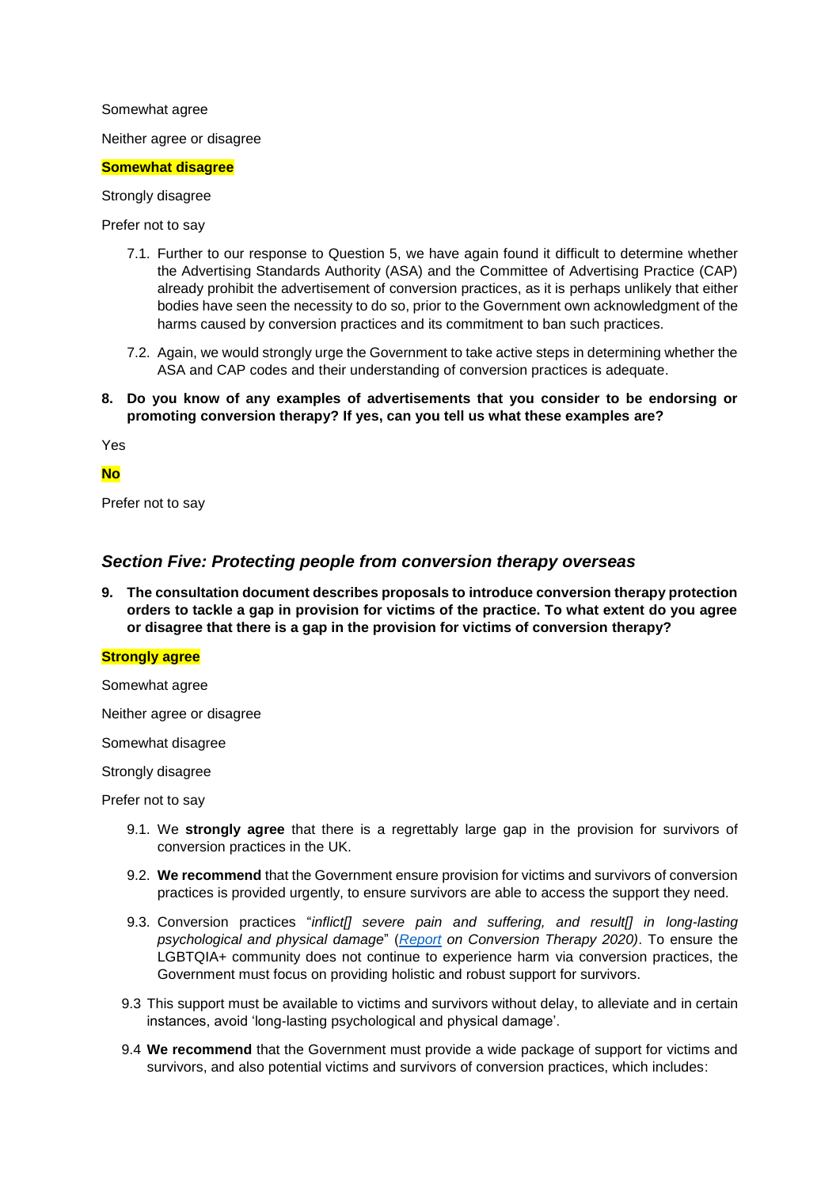Somewhat agree

Neither agree or disagree

**Somewhat disagree**

Strongly disagree

Prefer not to say

7.1. Further to our response to Question 5, we have again found it difficult to determine whether the Advertising Standards Authority (ASA) and the Committee of Advertising Practice (CAP) already prohibit the advertisement of conversion practices, as it is perhaps unlikely that either bodies have seen the necessity to do so, prior to the Government own acknowledgment of the harms caused by conversion practices and its commitment to ban such practices.

7.2. Again, we would strongly urge the Government to take active steps in determining whether the ASA and CAP codes and their understanding of conversion practices is adequate.

**8. Do you know of any examples of advertisements that you consider to be endorsing or promoting conversion therapy? If yes, can you tell us what these examples are?**

Yes

**No**

Prefer not to say

## *Section Five: Protecting people from conversion therapy overseas*

**9. The consultation document describes proposals to introduce conversion therapy protection orders to tackle a gap in provision for victims of the practice. To what extent do you agree or disagree that there is a gap in the provision for victims of conversion therapy?**

**Strongly agree**

Somewhat agree

Neither agree or disagree

Somewhat disagree

Strongly disagree

Prefer not to say

9.1. We **strongly agree** that there is a regrettably large gap in the provision for survivors of conversion practices in the UK.

9.2. **We recommend** that the Government ensure provision for victims and survivors of conversion practices is provided urgently, to ensure survivors are able to access the support they need.

9.3. Conversion practices "*inflict[] severe pain and suffering, and result[] in long-lasting psychological and physical damage*" (*Report on Conversion Therapy 2020)*. To ensure the LGBTQIA+ community does not continue to experience harm via conversion practices, the Government must focus on providing holistic and robust support for survivors.

9.3 This support must be available to victims and survivors without delay, to alleviate and in certain instances, avoid 'long-lasting psychological and physical damage'.

9.4 **We recommend** that the Government must provide a wide package of support for victims and survivors, and also potential victims and survivors of conversion practices, which includes: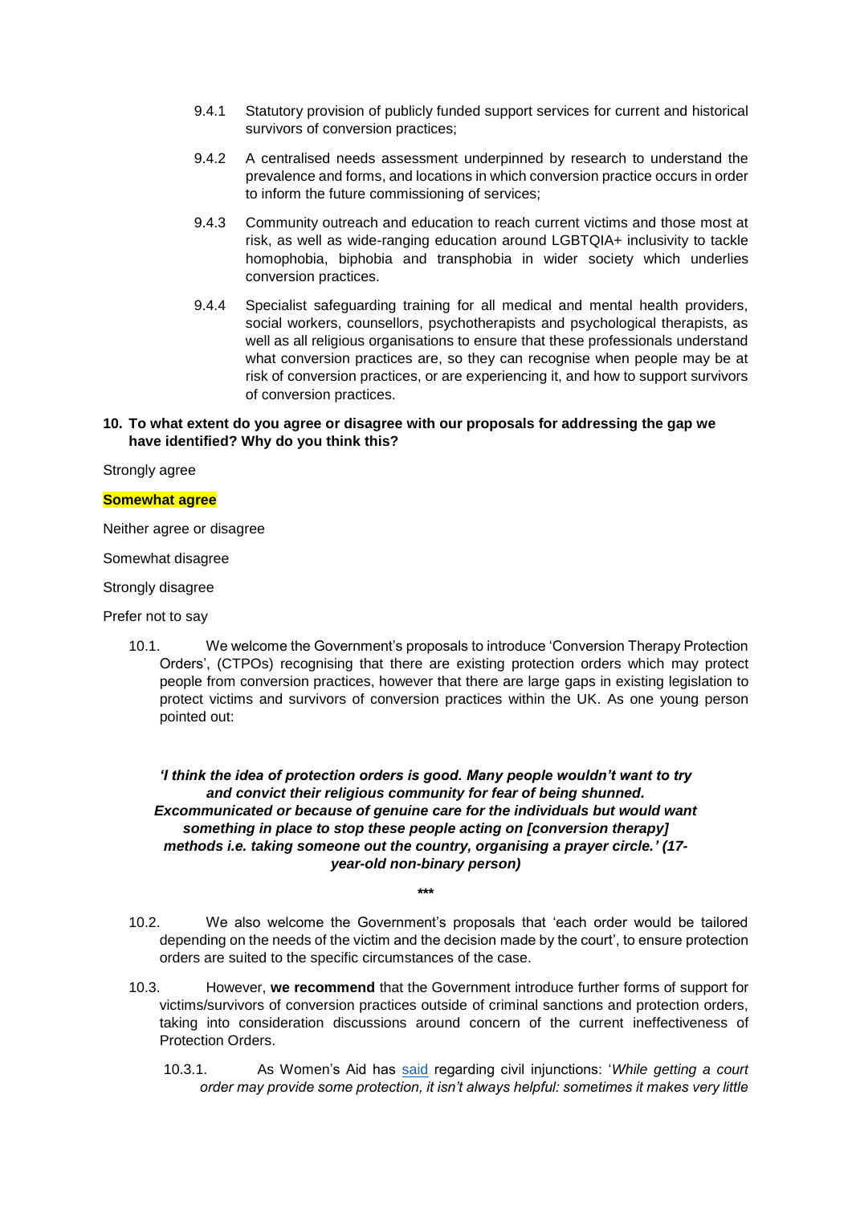9.4.1 Statutory provision of publicly funded support services for current and historical survivors of conversion practices;

9.4.2 A centralised needs assessment underpinned by research to understand the prevalence and forms, and locations in which conversion practice occurs in order to inform the future commissioning of services;

9.4.3 Community outreach and education to reach current victims and those most at risk, as well as wide-ranging education around LGBTQIA+ inclusivity to tackle homophobia, biphobia and transphobia in wider society which underlies conversion practices.

9.4.4 Specialist safeguarding training for all medical and mental health providers, social workers, counsellors, psychotherapists and psychological therapists, as well as all religious organisations to ensure that these professionals understand what conversion practices are, so they can recognise when people may be at risk of conversion practices, or are experiencing it, and how to support survivors of conversion practices.

**10. To what extent do you agree or disagree with our proposals for addressing the gap we have identified? Why do you think this?**

Strongly agree

**Somewhat agree**

Neither agree or disagree

Somewhat disagree

Strongly disagree

Prefer not to say

10.1. We welcome the Government's proposals to introduce 'Conversion Therapy Protection Orders', (CTPOs) recognising that there are existing protection orders which may protect people from conversion practices, however that there are large gaps in existing legislation to protect victims and survivors of conversion practices within the UK. As one young person pointed out:

***'I think the idea of protection orders is good. Many people wouldn't want to try and convict their religious community for fear of being shunned. Excommunicated or because of genuine care for the individuals but would want something in place to stop these people acting on [conversion therapy] methods i.e. taking someone out the country, organising a prayer circle.' (17-year-old non-binary person)***

***

10.2. We also welcome the Government's proposals that 'each order would be tailored depending on the needs of the victim and the decision made by the court', to ensure protection orders are suited to the specific circumstances of the case.

10.3. However, **we recommend** that the Government introduce further forms of support for victims/survivors of conversion practices outside of criminal sanctions and protection orders, taking into consideration discussions around concern of the current ineffectiveness of Protection Orders.

10.3.1. As Women's Aid has said regarding civil injunctions: '*While getting a court order may provide some protection, it isn't always helpful: sometimes it makes very little*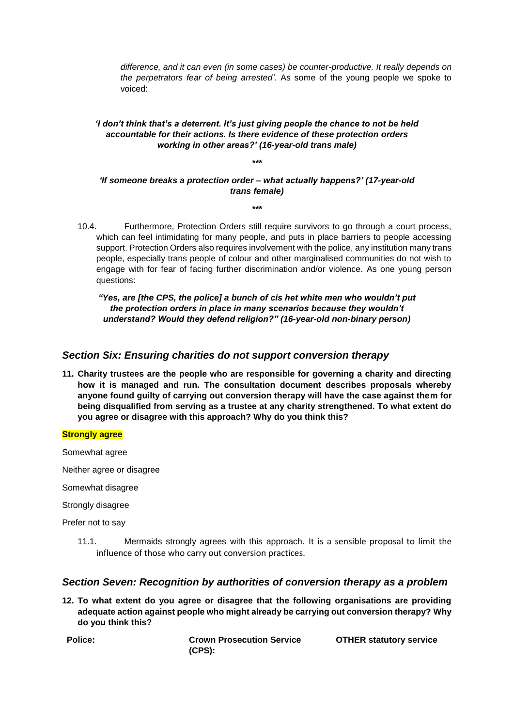*difference, and it can even (in some cases) be counter-productive. It really depends on the perpetrators fear of being arrested'.* As some of the young people we spoke to voiced:

***'I don't think that's a deterrent. It's just giving people the chance to not be held accountable for their actions. Is there evidence of these protection orders working in other areas?' (16-year-old trans male)***

****

***'If someone breaks a protection order – what actually happens?' (17-year-old trans female)***

****

10.4. Furthermore, Protection Orders still require survivors to go through a court process, which can feel intimidating for many people, and puts in place barriers to people accessing support. Protection Orders also requires involvement with the police, any institution many trans people, especially trans people of colour and other marginalised communities do not wish to engage with for fear of facing further discrimination and/or violence. As one young person questions:

***"Yes, are [the CPS, the police] a bunch of cis het white men who wouldn't put the protection orders in place in many scenarios because they wouldn't understand? Would they defend religion?" (16-year-old non-binary person)***

## *Section Six: Ensuring charities do not support conversion therapy*

**11. Charity trustees are the people who are responsible for governing a charity and directing how it is managed and run. The consultation document describes proposals whereby anyone found guilty of carrying out conversion therapy will have the case against them for being disqualified from serving as a trustee at any charity strengthened. To what extent do you agree or disagree with this approach? Why do you think this?**

**Strongly agree**

Somewhat agree

Neither agree or disagree

Somewhat disagree

Strongly disagree

Prefer not to say

11.1. Mermaids strongly agrees with this approach. It is a sensible proposal to limit the influence of those who carry out conversion practices.

## *Section Seven: Recognition by authorities of conversion therapy as a problem*

**12. To what extent do you agree or disagree that the following organisations are providing adequate action against people who might already be carrying out conversion therapy? Why do you think this?**

| Police: | Crown Prosecution Service (CPS): | OTHER statutory service |
| --- | --- | --- |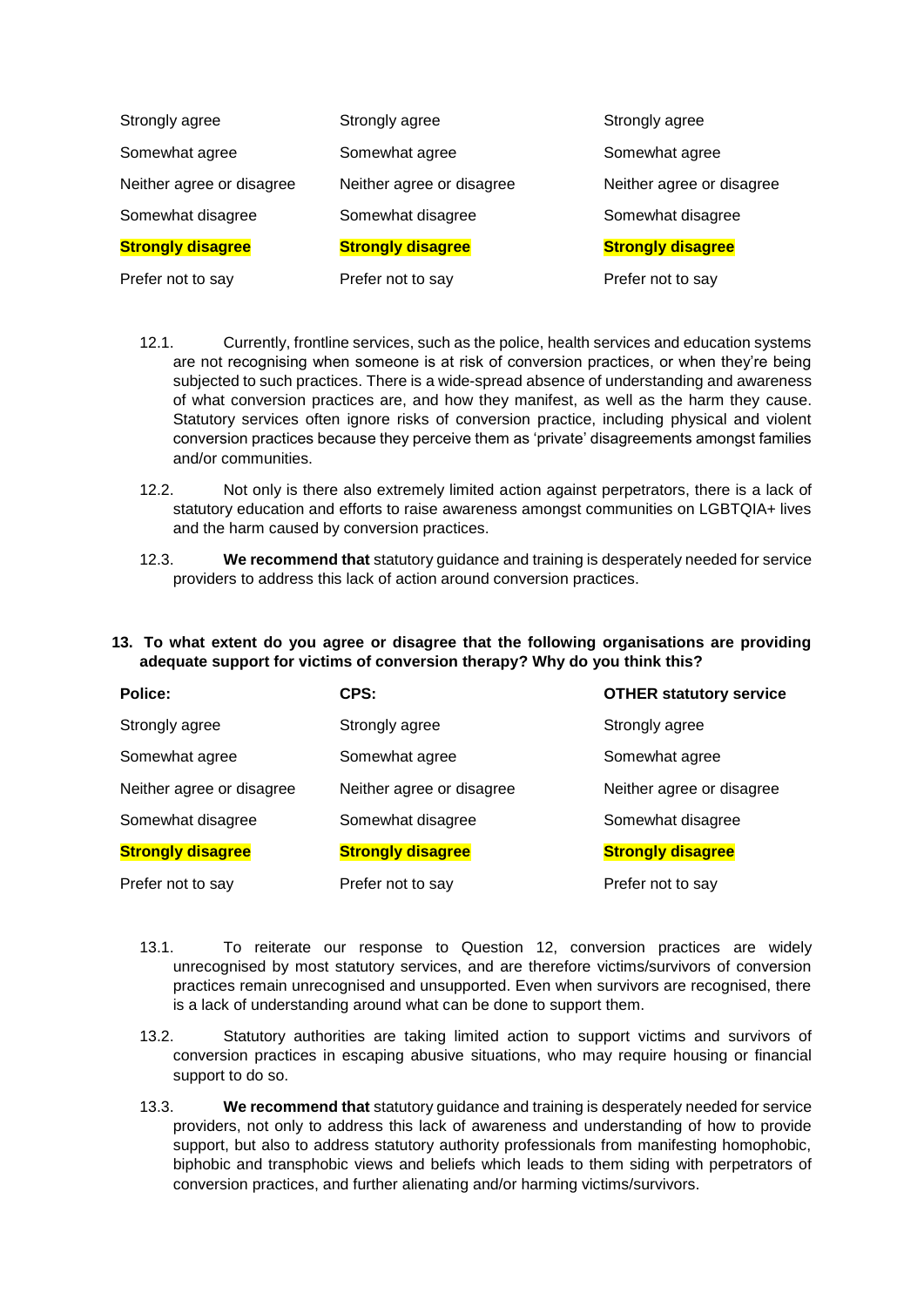| | | |
|---|---|---|
| Strongly agree | Strongly agree | Strongly agree |
| Somewhat agree | Somewhat agree | Somewhat agree |
| Neither agree or disagree | Neither agree or disagree | Neither agree or disagree |
| Somewhat disagree | Somewhat disagree | Somewhat disagree |
| **Strongly disagree** | **Strongly disagree** | **Strongly disagree** |
| Prefer not to say | Prefer not to say | Prefer not to say |

12.1. Currently, frontline services, such as the police, health services and education systems are not recognising when someone is at risk of conversion practices, or when they're being subjected to such practices. There is a wide-spread absence of understanding and awareness of what conversion practices are, and how they manifest, as well as the harm they cause. Statutory services often ignore risks of conversion practice, including physical and violent conversion practices because they perceive them as 'private' disagreements amongst families and/or communities.

12.2. Not only is there also extremely limited action against perpetrators, there is a lack of statutory education and efforts to raise awareness amongst communities on LGBTQIA+ lives and the harm caused by conversion practices.

12.3. **We recommend that** statutory guidance and training is desperately needed for service providers to address this lack of action around conversion practices.

**13. To what extent do you agree or disagree that the following organisations are providing adequate support for victims of conversion therapy? Why do you think this?**

| **Police:** | **CPS:** | **OTHER statutory service** |
|---|---|---|
| Strongly agree | Strongly agree | Strongly agree |
| Somewhat agree | Somewhat agree | Somewhat agree |
| Neither agree or disagree | Neither agree or disagree | Neither agree or disagree |
| Somewhat disagree | Somewhat disagree | Somewhat disagree |
| **Strongly disagree** | **Strongly disagree** | **Strongly disagree** |
| Prefer not to say | Prefer not to say | Prefer not to say |

13.1. To reiterate our response to Question 12, conversion practices are widely unrecognised by most statutory services, and are therefore victims/survivors of conversion practices remain unrecognised and unsupported. Even when survivors are recognised, there is a lack of understanding around what can be done to support them.

13.2. Statutory authorities are taking limited action to support victims and survivors of conversion practices in escaping abusive situations, who may require housing or financial support to do so.

13.3. **We recommend that** statutory guidance and training is desperately needed for service providers, not only to address this lack of awareness and understanding of how to provide support, but also to address statutory authority professionals from manifesting homophobic, biphobic and transphobic views and beliefs which leads to them siding with perpetrators of conversion practices, and further alienating and/or harming victims/survivors.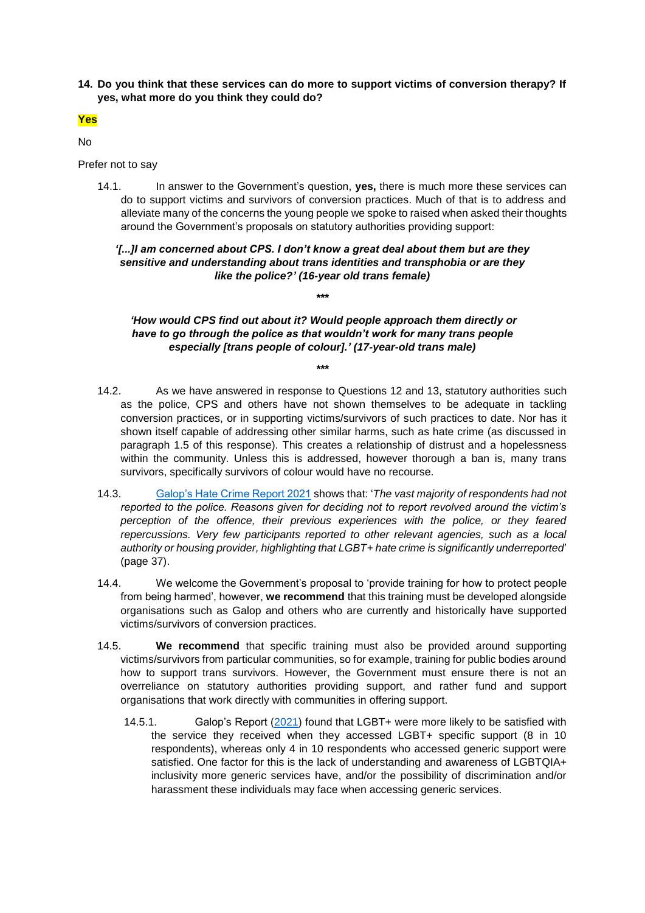**14. Do you think that these services can do more to support victims of conversion therapy? If yes, what more do you think they could do?**

**Yes**

No

Prefer not to say

14.1. In answer to the Government's question, **yes,** there is much more these services can do to support victims and survivors of conversion practices. Much of that is to address and alleviate many of the concerns the young people we spoke to raised when asked their thoughts around the Government's proposals on statutory authorities providing support:

***'[...]I am concerned about CPS. I don't know a great deal about them but are they sensitive and understanding about trans identities and transphobia or are they like the police?' (16-year old trans female)***

\*\*\*

***'How would CPS find out about it? Would people approach them directly or have to go through the police as that wouldn't work for many trans people especially [trans people of colour].' (17-year-old trans male)***

\*\*\*

14.2. As we have answered in response to Questions 12 and 13, statutory authorities such as the police, CPS and others have not shown themselves to be adequate in tackling conversion practices, or in supporting victims/survivors of such practices to date. Nor has it shown itself capable of addressing other similar harms, such as hate crime (as discussed in paragraph 1.5 of this response). This creates a relationship of distrust and a hopelessness within the community. Unless this is addressed, however thorough a ban is, many trans survivors, specifically survivors of colour would have no recourse.

14.3. Galop's Hate Crime Report 2021 shows that: '*The vast majority of respondents had not reported to the police. Reasons given for deciding not to report revolved around the victim's perception of the offence, their previous experiences with the police, or they feared repercussions. Very few participants reported to other relevant agencies, such as a local authority or housing provider, highlighting that LGBT+ hate crime is significantly underreported*' (page 37).

14.4. We welcome the Government's proposal to 'provide training for how to protect people from being harmed', however, **we recommend** that this training must be developed alongside organisations such as Galop and others who are currently and historically have supported victims/survivors of conversion practices.

14.5. **We recommend** that specific training must also be provided around supporting victims/survivors from particular communities, so for example, training for public bodies around how to support trans survivors. However, the Government must ensure there is not an overreliance on statutory authorities providing support, and rather fund and support organisations that work directly with communities in offering support.

14.5.1. Galop's Report (2021) found that LGBT+ were more likely to be satisfied with the service they received when they accessed LGBT+ specific support (8 in 10 respondents), whereas only 4 in 10 respondents who accessed generic support were satisfied. One factor for this is the lack of understanding and awareness of LGBTQIA+ inclusivity more generic services have, and/or the possibility of discrimination and/or harassment these individuals may face when accessing generic services.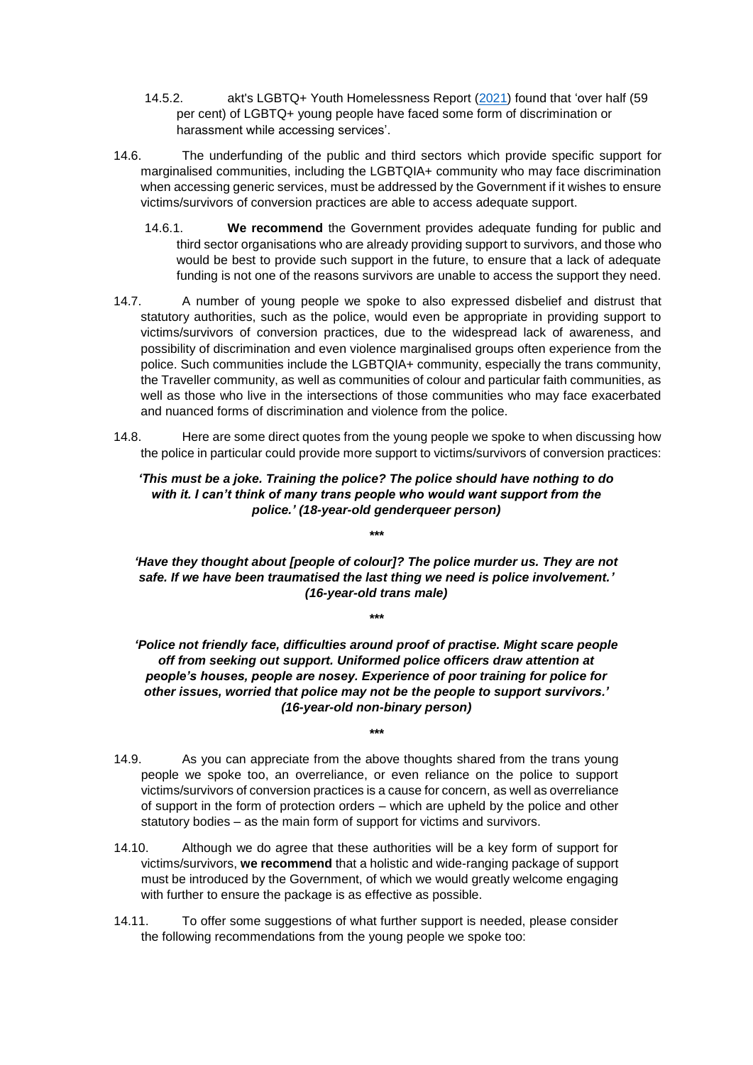14.5.2. akt's LGBTQ+ Youth Homelessness Report (2021) found that 'over half (59 per cent) of LGBTQ+ young people have faced some form of discrimination or harassment while accessing services'.

14.6. The underfunding of the public and third sectors which provide specific support for marginalised communities, including the LGBTQIA+ community who may face discrimination when accessing generic services, must be addressed by the Government if it wishes to ensure victims/survivors of conversion practices are able to access adequate support.

14.6.1. **We recommend** the Government provides adequate funding for public and third sector organisations who are already providing support to survivors, and those who would be best to provide such support in the future, to ensure that a lack of adequate funding is not one of the reasons survivors are unable to access the support they need.

14.7. A number of young people we spoke to also expressed disbelief and distrust that statutory authorities, such as the police, would even be appropriate in providing support to victims/survivors of conversion practices, due to the widespread lack of awareness, and possibility of discrimination and even violence marginalised groups often experience from the police. Such communities include the LGBTQIA+ community, especially the trans community, the Traveller community, as well as communities of colour and particular faith communities, as well as those who live in the intersections of those communities who may face exacerbated and nuanced forms of discrimination and violence from the police.

14.8. Here are some direct quotes from the young people we spoke to when discussing how the police in particular could provide more support to victims/survivors of conversion practices:

***'This must be a joke. Training the police? The police should have nothing to do with it. I can't think of many trans people who would want support from the police.' (18-year-old genderqueer person)***

***

***'Have they thought about [people of colour]? The police murder us. They are not safe. If we have been traumatised the last thing we need is police involvement.' (16-year-old trans male)***

***

***'Police not friendly face, difficulties around proof of practise. Might scare people off from seeking out support. Uniformed police officers draw attention at people's houses, people are nosey. Experience of poor training for police for other issues, worried that police may not be the people to support survivors.' (16-year-old non-binary person)***

***

14.9. As you can appreciate from the above thoughts shared from the trans young people we spoke too, an overreliance, or even reliance on the police to support victims/survivors of conversion practices is a cause for concern, as well as overreliance of support in the form of protection orders – which are upheld by the police and other statutory bodies – as the main form of support for victims and survivors.

14.10. Although we do agree that these authorities will be a key form of support for victims/survivors, **we recommend** that a holistic and wide-ranging package of support must be introduced by the Government, of which we would greatly welcome engaging with further to ensure the package is as effective as possible.

14.11. To offer some suggestions of what further support is needed, please consider the following recommendations from the young people we spoke too: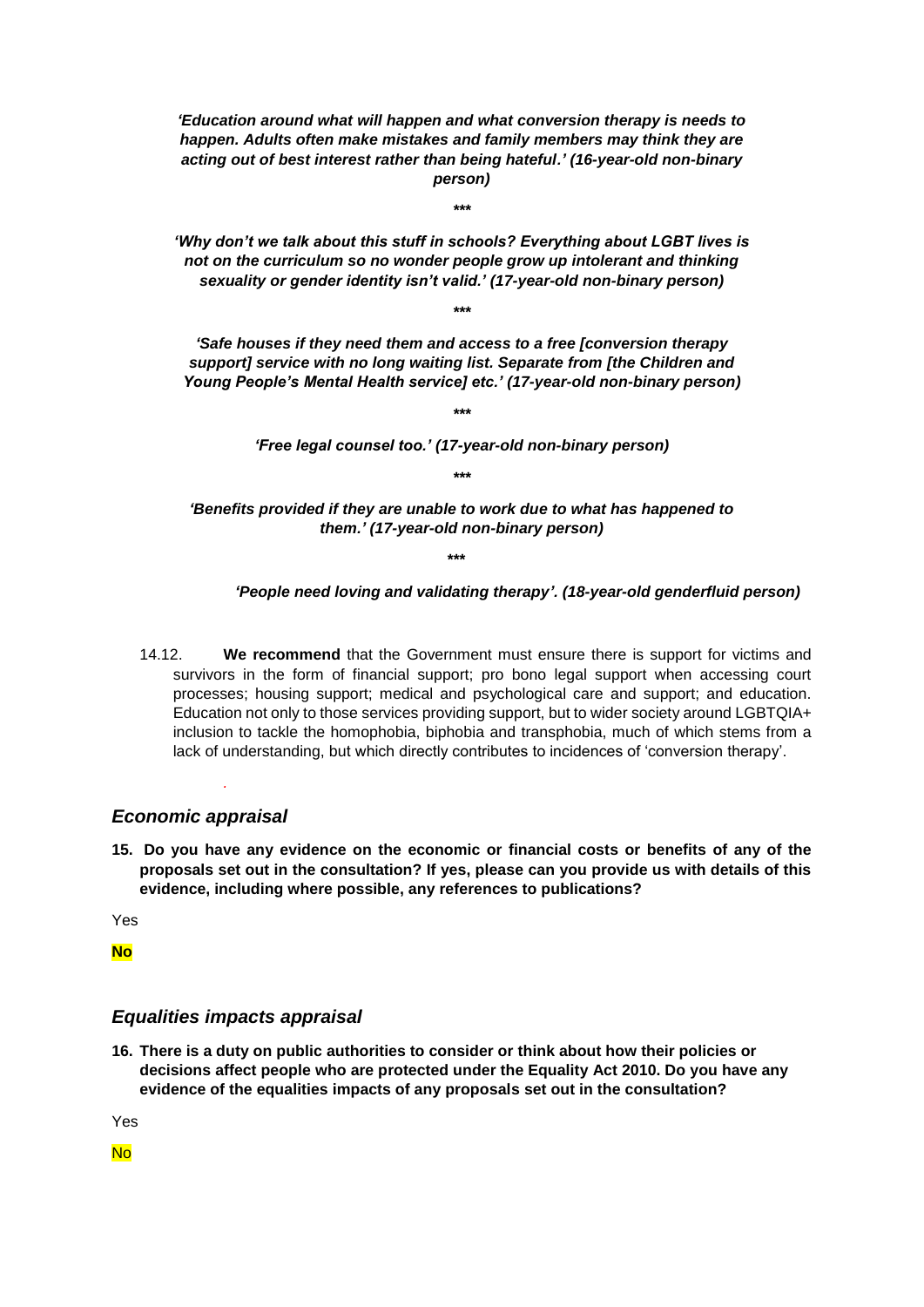*'Education around what will happen and what conversion therapy is needs to happen. Adults often make mistakes and family members may think they are acting out of best interest rather than being hateful.' (16-year-old non-binary person)*

***

*'Why don't we talk about this stuff in schools? Everything about LGBT lives is not on the curriculum so no wonder people grow up intolerant and thinking sexuality or gender identity isn't valid.' (17-year-old non-binary person)*

***

*'Safe houses if they need them and access to a free [conversion therapy support] service with no long waiting list. Separate from [the Children and Young People's Mental Health service] etc.' (17-year-old non-binary person)*

***

*'Free legal counsel too.' (17-year-old non-binary person)*

***

*'Benefits provided if they are unable to work due to what has happened to them.' (17-year-old non-binary person)*

***

*'People need loving and validating therapy'. (18-year-old genderfluid person)*

14.12. **We recommend** that the Government must ensure there is support for victims and survivors in the form of financial support; pro bono legal support when accessing court processes; housing support; medical and psychological care and support; and education. Education not only to those services providing support, but to wider society around LGBTQIA+ inclusion to tackle the homophobia, biphobia and transphobia, much of which stems from a lack of understanding, but which directly contributes to incidences of 'conversion therapy'.

## *Economic appraisal*

**15. Do you have any evidence on the economic or financial costs or benefits of any of the proposals set out in the consultation? If yes, please can you provide us with details of this evidence, including where possible, any references to publications?**

Yes

**No**

## *Equalities impacts appraisal*

**16. There is a duty on public authorities to consider or think about how their policies or decisions affect people who are protected under the Equality Act 2010. Do you have any evidence of the equalities impacts of any proposals set out in the consultation?**

Yes

No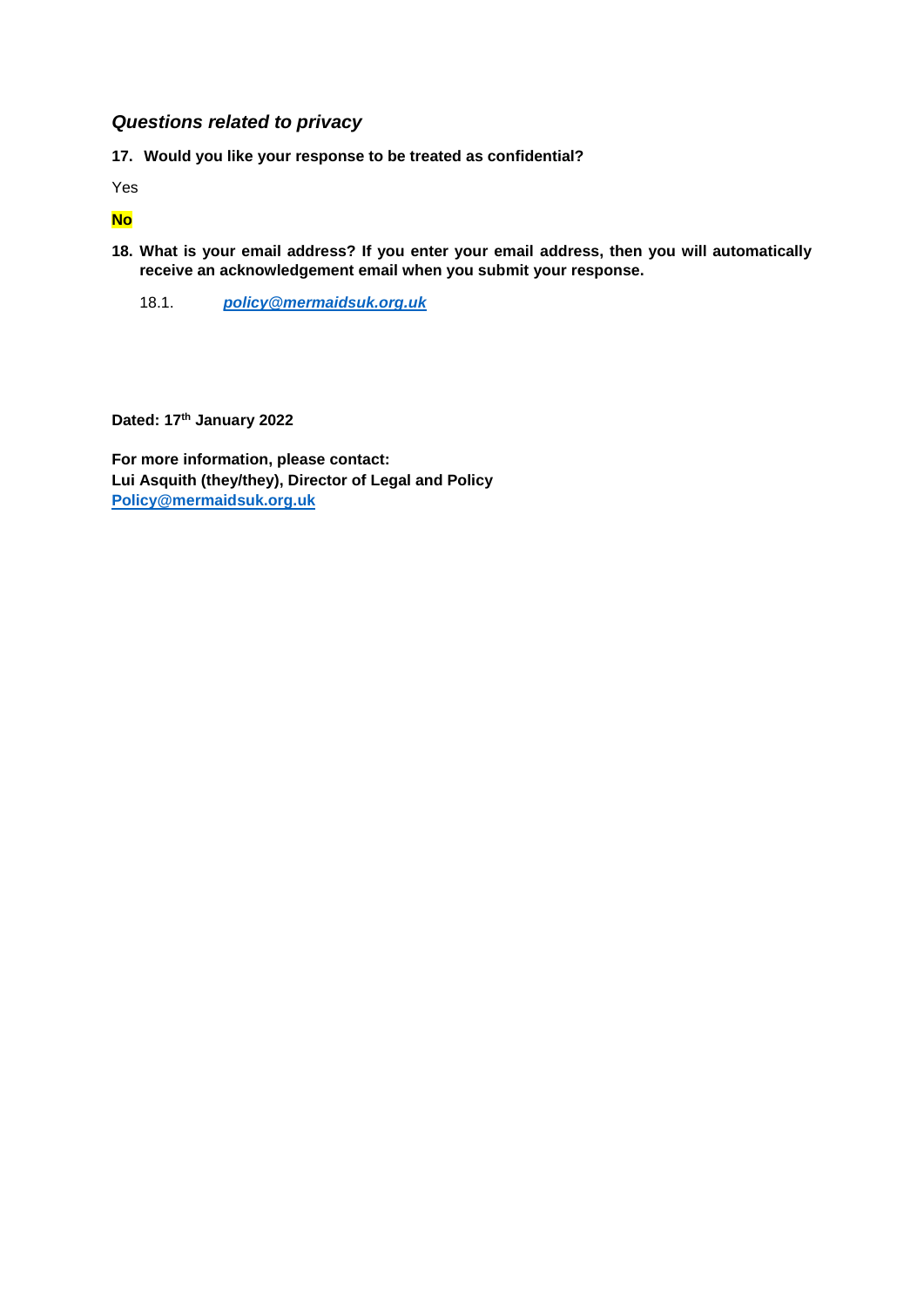### *Questions related to privacy*

**17. Would you like your response to be treated as confidential?**

Yes

**No**

**18. What is your email address? If you enter your email address, then you will automatically receive an acknowledgement email when you submit your response.**

18.1. ***policy@mermaidsuk.org.uk***

**Dated: 17th January 2022**

**For more information, please contact:**
**Lui Asquith (they/they), Director of Legal and Policy**
**Policy@mermaidsuk.org.uk**